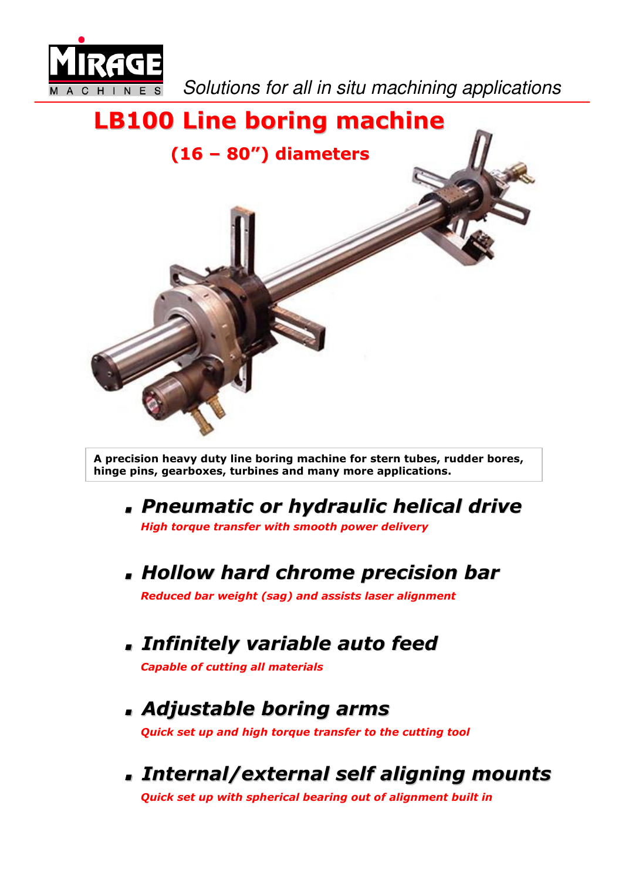MIRAGE MACHINES

*Solutions for all in situ machining applications*

# LB100 Line boring machine

## (16 – 80") diameters

**A precision heavy duty line boring machine for stern tubes, rudder bores, hinge pins, gearboxes, turbines and many more applications.**

- ***Pneumatic or hydraulic helical drive***
  ***High torque transfer with smooth power delivery***

- ***Hollow hard chrome precision bar***
  ***Reduced bar weight (sag) and assists laser alignment***

- ***Infinitely variable auto feed***
  ***Capable of cutting all materials***

- ***Adjustable boring arms***
  ***Quick set up and high torque transfer to the cutting tool***

- ***Internal/external self aligning mounts***
  ***Quick set up with spherical bearing out of alignment built in***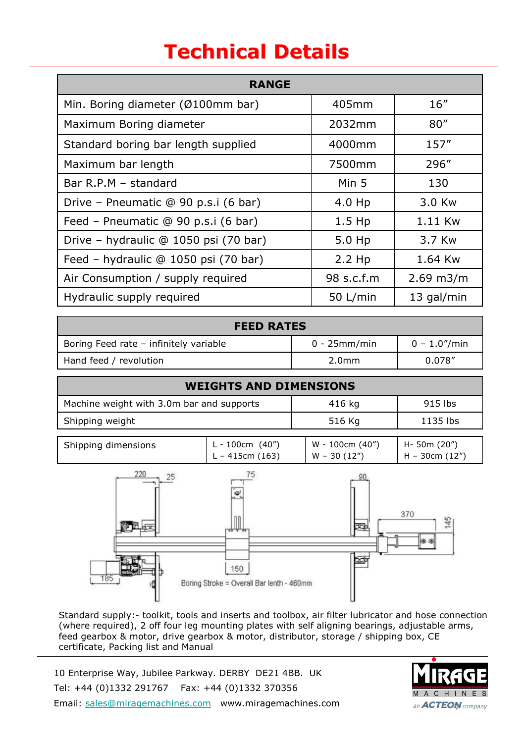# Technical Details

| RANGE | | |
|---|---|---|
| Min. Boring diameter (Ø100mm bar) | 405mm | 16″ |
| Maximum Boring diameter | 2032mm | 80″ |
| Standard boring bar length supplied | 4000mm | 157″ |
| Maximum bar length | 7500mm | 296″ |
| Bar R.P.M – standard | Min 5 | 130 |
| Drive – Pneumatic @ 90 p.s.i (6 bar) | 4.0 Hp | 3.0 Kw |
| Feed – Pneumatic @ 90 p.s.i (6 bar) | 1.5 Hp | 1.11 Kw |
| Drive – hydraulic @ 1050 psi (70 bar) | 5.0 Hp | 3.7 Kw |
| Feed – hydraulic @ 1050 psi (70 bar) | 2.2 Hp | 1.64 Kw |
| Air Consumption / supply required | 98 s.c.f.m | 2.69 m3/m |
| Hydraulic supply required | 50 L/min | 13 gal/min |

| FEED RATES | | |
|---|---|---|
| Boring Feed rate – infinitely variable | 0 - 25mm/min | 0 – 1.0″/min |
| Hand feed / revolution | 2.0mm | 0.078″ |

| WEIGHTS AND DIMENSIONS | | |
|---|---|---|
| Machine weight with 3.0m bar and supports | 416 kg | 915 lbs |
| Shipping weight | 516 Kg | 1135 lbs |

| Shipping dimensions | L - 100cm (40″)<br>L – 415cm (163) | W - 100cm (40″)<br>W – 30 (12″) | H- 50m (20″)<br>H – 30cm (12″) |
|---|---|---|---|

220 25 75 90 370 145 150 185

Boring Stroke = Overall Bar lenth - 460mm

Standard supply:- toolkit, tools and inserts and toolbox, air filter lubricator and hose connection (where required), 2 off four leg mounting plates with self aligning bearings, adjustable arms, feed gearbox & motor, drive gearbox & motor, distributor, storage / shipping box, CE certificate, Packing list and Manual

10 Enterprise Way, Jubilee Parkway. DERBY DE21 4BB. UK
Tel: +44 (0)1332 291767 Fax: +44 (0)1332 370356
Email: sales@miragemachines.com www.miragemachines.com

MIRAGE MACHINES
an ACTEON company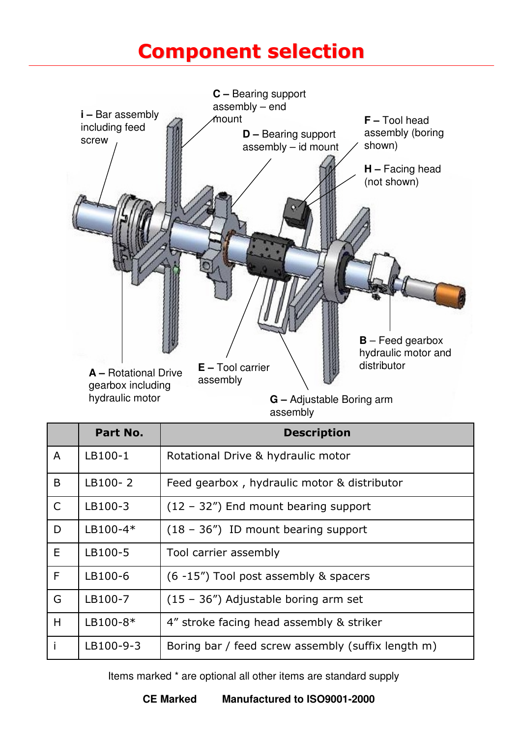# Component selection

i – Bar assembly including feed screw

C – Bearing support assembly – end mount

D – Bearing support assembly – id mount

F – Tool head assembly (boring shown)

H – Facing head (not shown)

B – Feed gearbox hydraulic motor and distributor

A – Rotational Drive gearbox including hydraulic motor

E – Tool carrier assembly

G – Adjustable Boring arm assembly

| | Part No. | Description |
|---|---|---|
| A | LB100-1 | Rotational Drive & hydraulic motor |
| B | LB100- 2 | Feed gearbox , hydraulic motor & distributor |
| C | LB100-3 | (12 – 32”) End mount bearing support |
| D | LB100-4* | (18 – 36”) ID mount bearing support |
| E | LB100-5 | Tool carrier assembly |
| F | LB100-6 | (6 -15”) Tool post assembly & spacers |
| G | LB100-7 | (15 – 36”) Adjustable boring arm set |
| H | LB100-8* | 4” stroke facing head assembly & striker |
| i | LB100-9-3 | Boring bar / feed screw assembly (suffix length m) |

Items marked * are optional all other items are standard supply

**CE Marked** **Manufactured to ISO9001-2000**